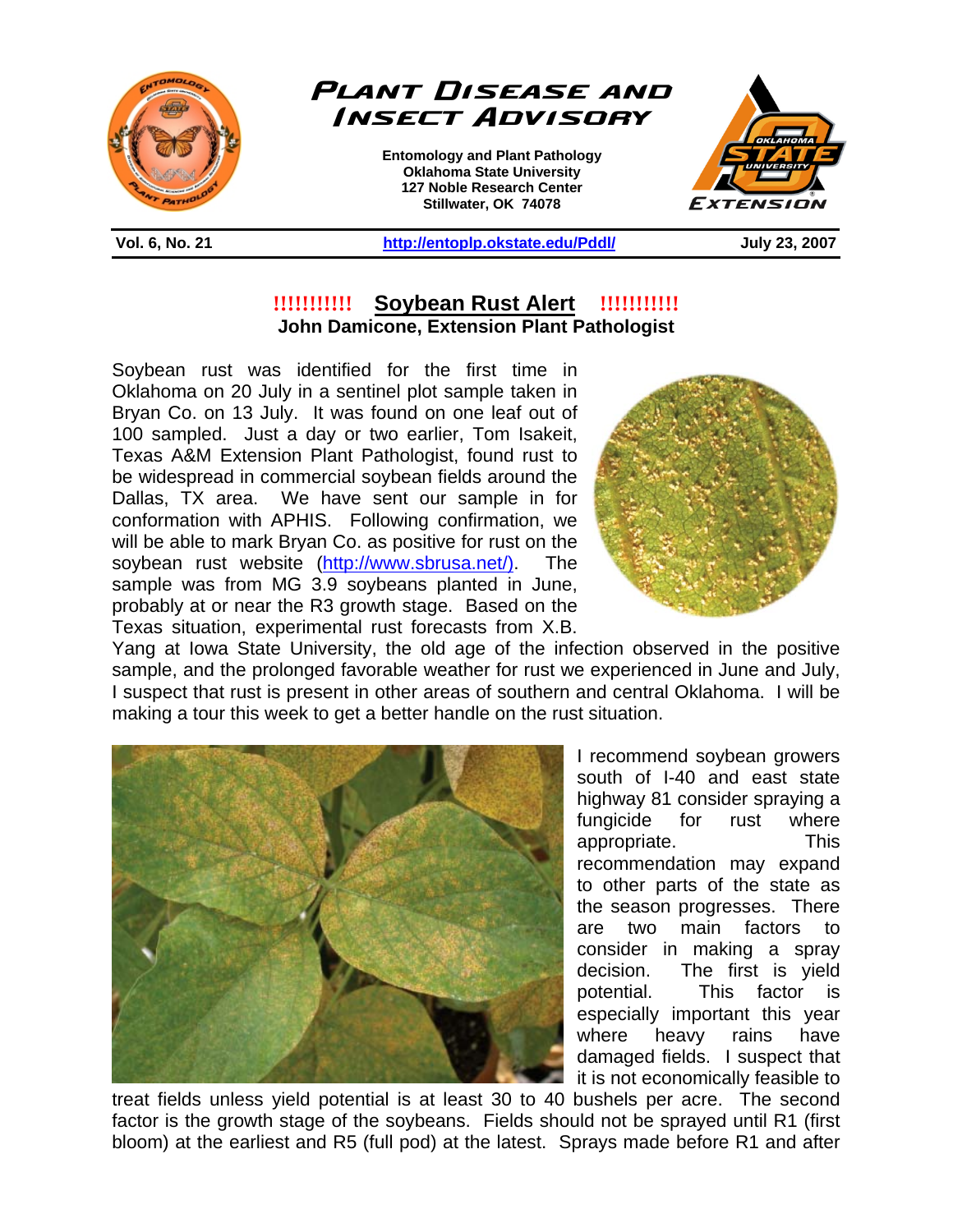# Plant Disease and Insect Advisory

**Entomology and Plant Pathology**
**Oklahoma State University**
**127 Noble Research Center**
**Stillwater, OK 74078**

**Vol. 6, No. 21** | **http://entoplp.okstate.edu/Pddl/** | **July 23, 2007**

## !!!!!!!!!!! Soybean Rust Alert !!!!!!!!!!!

**John Damicone, Extension Plant Pathologist**

Soybean rust was identified for the first time in Oklahoma on 20 July in a sentinel plot sample taken in Bryan Co. on 13 July. It was found on one leaf out of 100 sampled. Just a day or two earlier, Tom Isakeit, Texas A&M Extension Plant Pathologist, found rust to be widespread in commercial soybean fields around the Dallas, TX area. We have sent our sample in for conformation with APHIS. Following confirmation, we will be able to mark Bryan Co. as positive for rust on the soybean rust website (http://www.sbrusa.net/). The sample was from MG 3.9 soybeans planted in June, probably at or near the R3 growth stage. Based on the Texas situation, experimental rust forecasts from X.B. Yang at Iowa State University, the old age of the infection observed in the positive sample, and the prolonged favorable weather for rust we experienced in June and July, I suspect that rust is present in other areas of southern and central Oklahoma. I will be making a tour this week to get a better handle on the rust situation.

I recommend soybean growers south of I-40 and east state highway 81 consider spraying a fungicide for rust where appropriate. This recommendation may expand to other parts of the state as the season progresses. There are two main factors to consider in making a spray decision. The first is yield potential. This factor is especially important this year where heavy rains have damaged fields. I suspect that it is not economically feasible to treat fields unless yield potential is at least 30 to 40 bushels per acre. The second factor is the growth stage of the soybeans. Fields should not be sprayed until R1 (first bloom) at the earliest and R5 (full pod) at the latest. Sprays made before R1 and after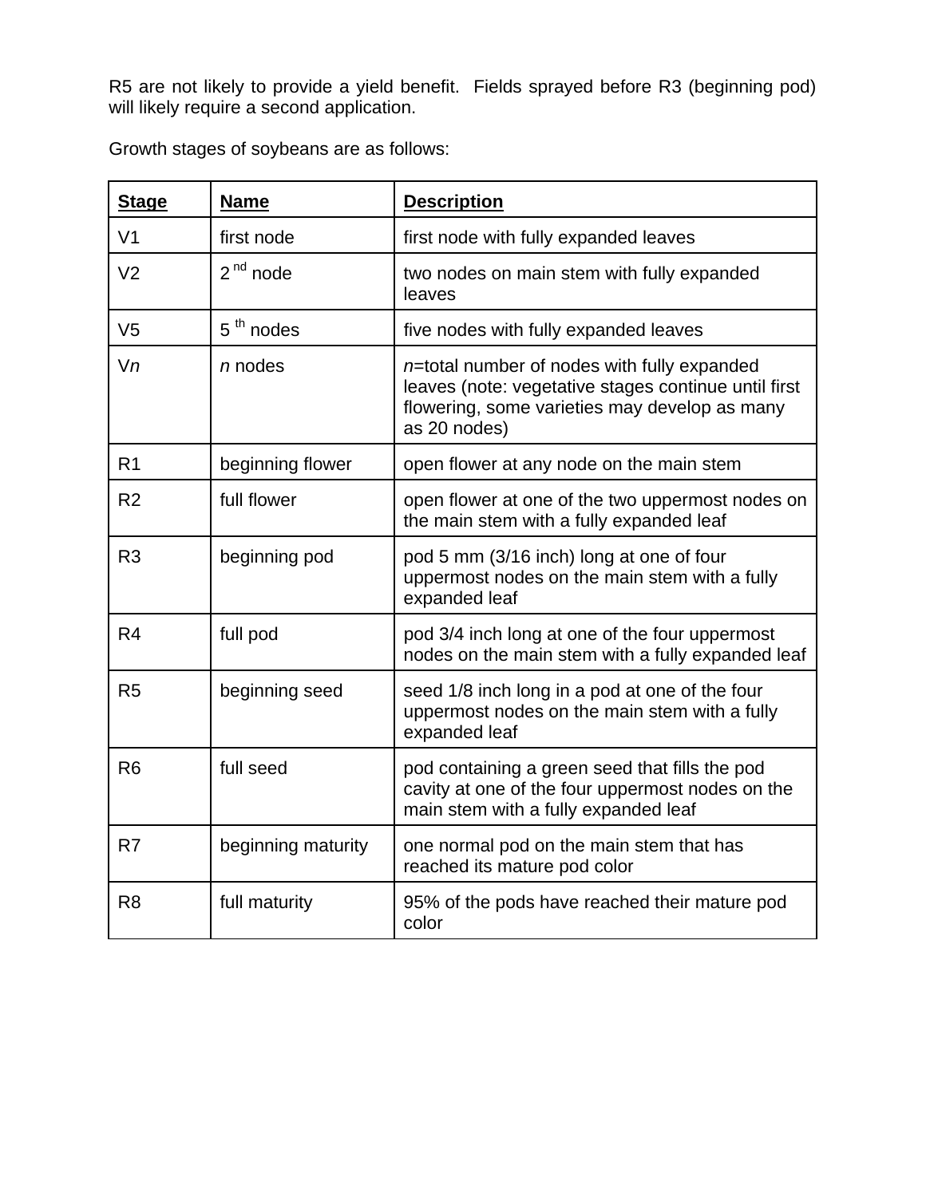R5 are not likely to provide a yield benefit. Fields sprayed before R3 (beginning pod) will likely require a second application.

Growth stages of soybeans are as follows:

| **Stage** | **Name** | **Description** |
|---|---|---|
| V1 | first node | first node with fully expanded leaves |
| V2 | 2 nd node | two nodes on main stem with fully expanded leaves |
| V5 | 5 th nodes | five nodes with fully expanded leaves |
| V*n* | *n* nodes | *n*=total number of nodes with fully expanded leaves (note: vegetative stages continue until first flowering, some varieties may develop as many as 20 nodes) |
| R1 | beginning flower | open flower at any node on the main stem |
| R2 | full flower | open flower at one of the two uppermost nodes on the main stem with a fully expanded leaf |
| R3 | beginning pod | pod 5 mm (3/16 inch) long at one of four uppermost nodes on the main stem with a fully expanded leaf |
| R4 | full pod | pod 3/4 inch long at one of the four uppermost nodes on the main stem with a fully expanded leaf |
| R5 | beginning seed | seed 1/8 inch long in a pod at one of the four uppermost nodes on the main stem with a fully expanded leaf |
| R6 | full seed | pod containing a green seed that fills the pod cavity at one of the four uppermost nodes on the main stem with a fully expanded leaf |
| R7 | beginning maturity | one normal pod on the main stem that has reached its mature pod color |
| R8 | full maturity | 95% of the pods have reached their mature pod color |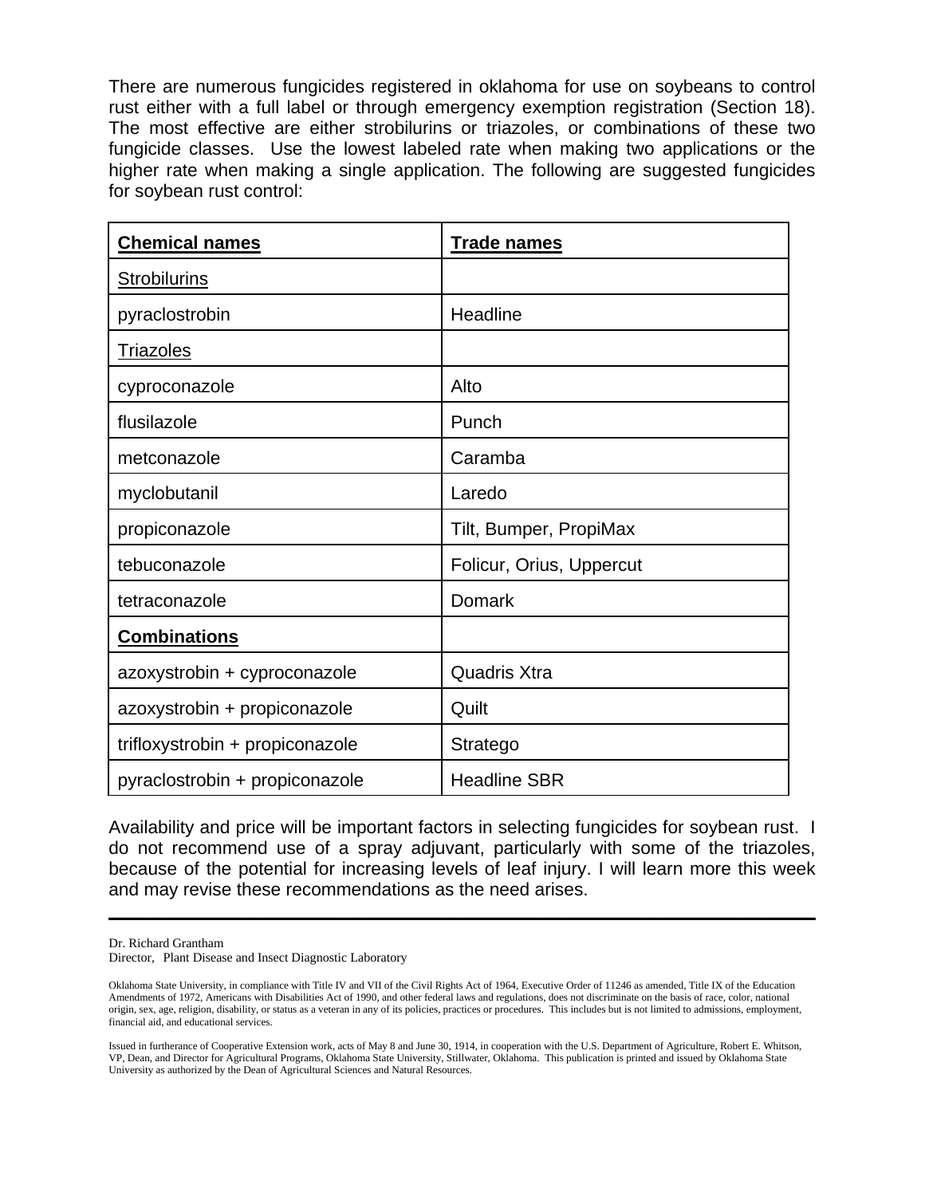There are numerous fungicides registered in oklahoma for use on soybeans to control rust either with a full label or through emergency exemption registration (Section 18). The most effective are either strobilurins or triazoles, or combinations of these two fungicide classes. Use the lowest labeled rate when making two applications or the higher rate when making a single application. The following are suggested fungicides for soybean rust control:

| **Chemical names** | **Trade names** |
|---|---|
| Strobilurins | |
| pyraclostrobin | Headline |
| Triazoles | |
| cyproconazole | Alto |
| flusilazole | Punch |
| metconazole | Caramba |
| myclobutanil | Laredo |
| propiconazole | Tilt, Bumper, PropiMax |
| tebuconazole | Folicur, Orius, Uppercut |
| tetraconazole | Domark |
| **Combinations** | |
| azoxystrobin + cyproconazole | Quadris Xtra |
| azoxystrobin + propiconazole | Quilt |
| trifloxystrobin + propiconazole | Stratego |
| pyraclostrobin + propiconazole | Headline SBR |

Availability and price will be important factors in selecting fungicides for soybean rust. I do not recommend use of a spray adjuvant, particularly with some of the triazoles, because of the potential for increasing levels of leaf injury. I will learn more this week and may revise these recommendations as the need arises.

---

Dr. Richard Grantham
Director, Plant Disease and Insect Diagnostic Laboratory

Oklahoma State University, in compliance with Title IV and VII of the Civil Rights Act of 1964, Executive Order of 11246 as amended, Title IX of the Education Amendments of 1972, Americans with Disabilities Act of 1990, and other federal laws and regulations, does not discriminate on the basis of race, color, national origin, sex, age, religion, disability, or status as a veteran in any of its policies, practices or procedures. This includes but is not limited to admissions, employment, financial aid, and educational services.

Issued in furtherance of Cooperative Extension work, acts of May 8 and June 30, 1914, in cooperation with the U.S. Department of Agriculture, Robert E. Whitson, VP, Dean, and Director for Agricultural Programs, Oklahoma State University, Stillwater, Oklahoma. This publication is printed and issued by Oklahoma State University as authorized by the Dean of Agricultural Sciences and Natural Resources.